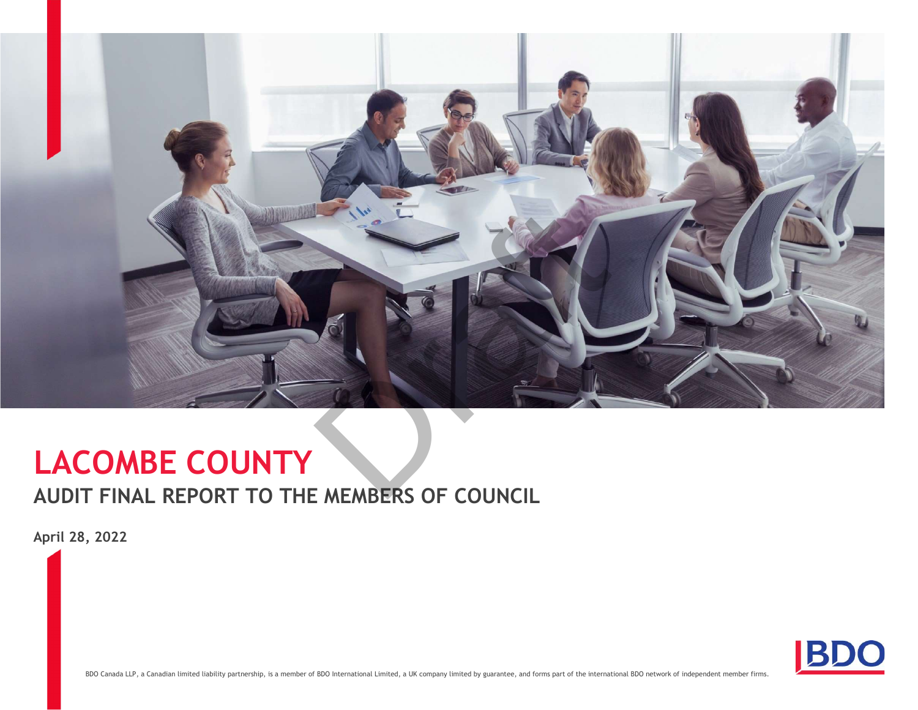# LACOMBE COUNTY

## AUDIT FINAL REPORT TO THE MEMBERS OF COUNCIL

**April 28, 2022**

BDO Canada LLP, a Canadian limited liability partnership, is a member of BDO International Limited, a UK company limited by guarantee, and forms part of the international BDO network of independent member firms.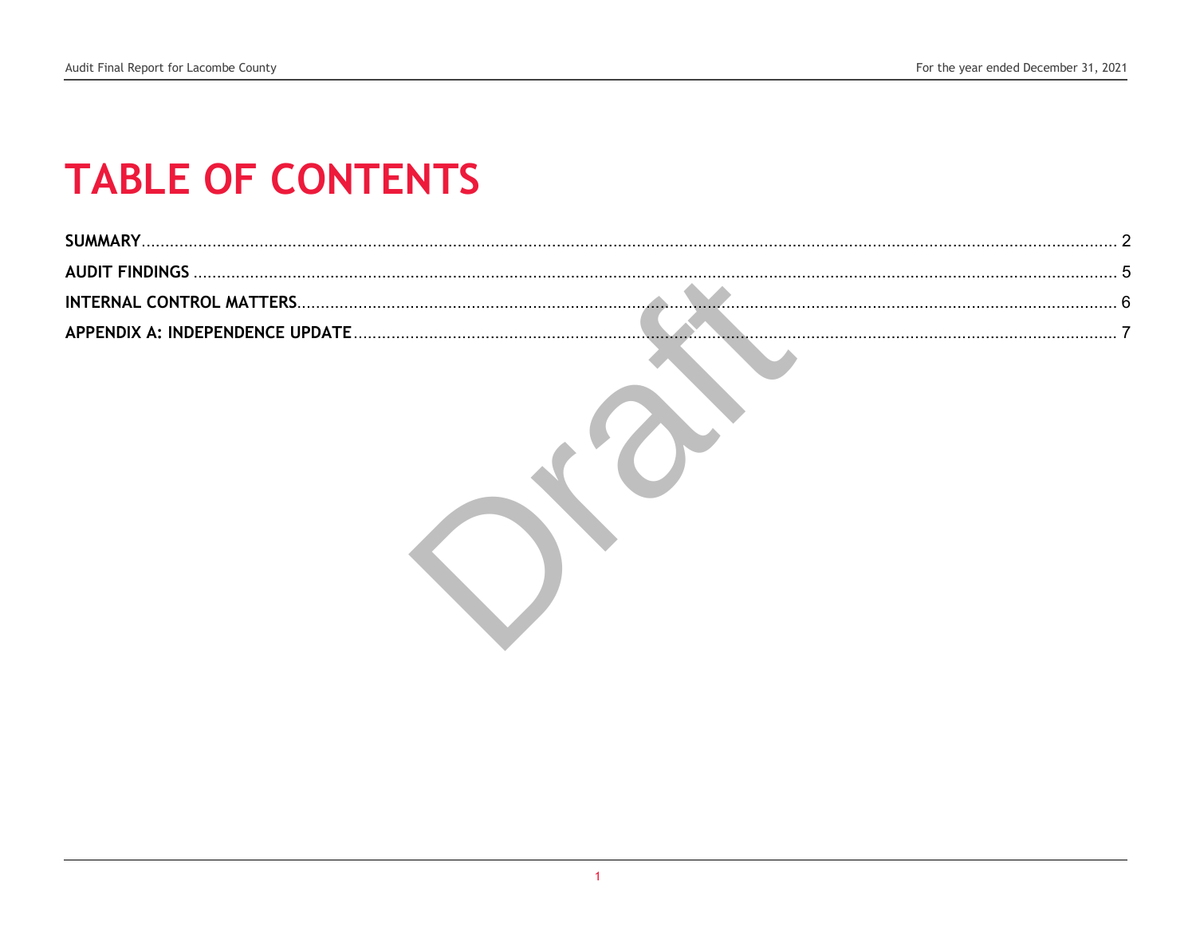# TABLE OF CONTENTS

**SUMMARY** ............................................................ 2

**AUDIT FINDINGS** ............................................................ 5

**INTERNAL CONTROL MATTERS** ............................................................ 6

**APPENDIX A: INDEPENDENCE UPDATE** ............................................................ 7

Draft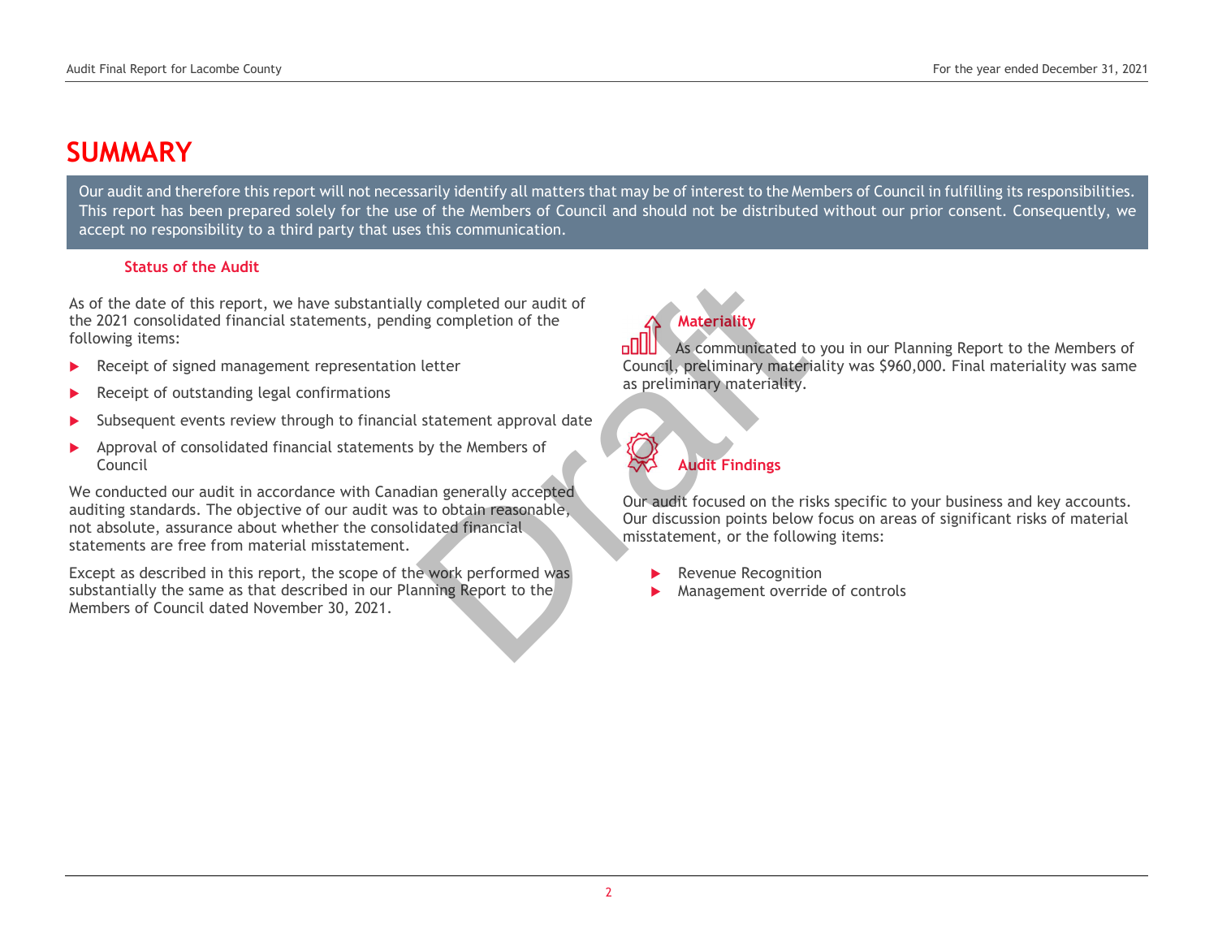# SUMMARY

Our audit and therefore this report will not necessarily identify all matters that may be of interest to the Members of Council in fulfilling its responsibilities. This report has been prepared solely for the use of the Members of Council and should not be distributed without our prior consent. Consequently, we accept no responsibility to a third party that uses this communication.

### Status of the Audit

As of the date of this report, we have substantially completed our audit of the 2021 consolidated financial statements, pending completion of the following items:

- Receipt of signed management representation letter
- Receipt of outstanding legal confirmations
- Subsequent events review through to financial statement approval date
- Approval of consolidated financial statements by the Members of Council

We conducted our audit in accordance with Canadian generally accepted auditing standards. The objective of our audit was to obtain reasonable, not absolute, assurance about whether the consolidated financial statements are free from material misstatement.

Except as described in this report, the scope of the work performed was substantially the same as that described in our Planning Report to the Members of Council dated November 30, 2021.

### Materiality

As communicated to you in our Planning Report to the Members of Council, preliminary materiality was $960,000. Final materiality was same as preliminary materiality.

### Audit Findings

Our audit focused on the risks specific to your business and key accounts. Our discussion points below focus on areas of significant risks of material misstatement, or the following items:

- Revenue Recognition
- Management override of controls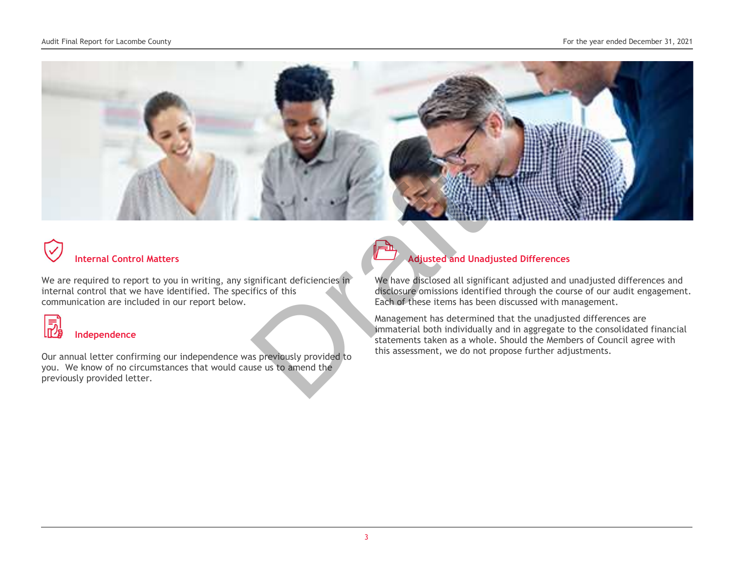## Internal Control Matters

We are required to report to you in writing, any significant deficiencies in internal control that we have identified. The specifics of this communication are included in our report below.

## Independence

Our annual letter confirming our independence was previously provided to you. We know of no circumstances that would cause us to amend the previously provided letter.

## Adjusted and Unadjusted Differences

We have disclosed all significant adjusted and unadjusted differences and disclosure omissions identified through the course of our audit engagement. Each of these items has been discussed with management.

Management has determined that the unadjusted differences are immaterial both individually and in aggregate to the consolidated financial statements taken as a whole. Should the Members of Council agree with this assessment, we do not propose further adjustments.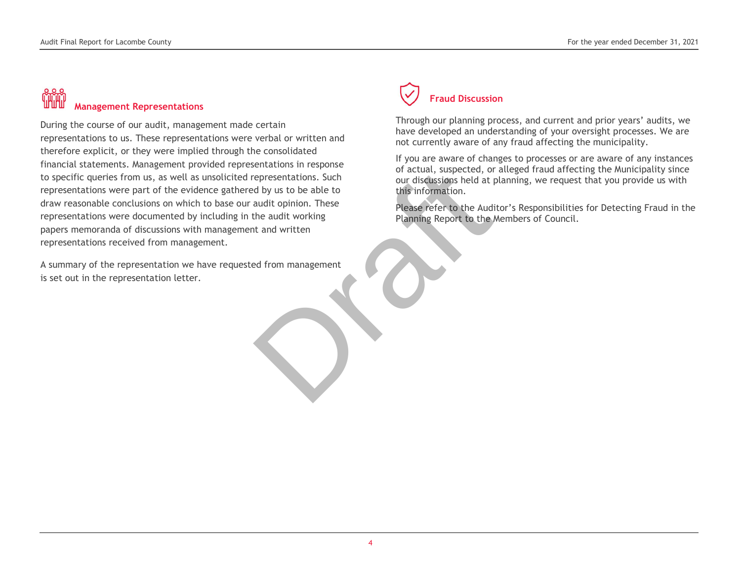## Management Representations

During the course of our audit, management made certain representations to us. These representations were verbal or written and therefore explicit, or they were implied through the consolidated financial statements. Management provided representations in response to specific queries from us, as well as unsolicited representations. Such representations were part of the evidence gathered by us to be able to draw reasonable conclusions on which to base our audit opinion. These representations were documented by including in the audit working papers memoranda of discussions with management and written representations received from management.

A summary of the representation we have requested from management is set out in the representation letter.

## Fraud Discussion

Through our planning process, and current and prior years' audits, we have developed an understanding of your oversight processes. We are not currently aware of any fraud affecting the municipality.

If you are aware of changes to processes or are aware of any instances of actual, suspected, or alleged fraud affecting the Municipality since our discussions held at planning, we request that you provide us with this information.

Please refer to the Auditor's Responsibilities for Detecting Fraud in the Planning Report to the Members of Council.

Draft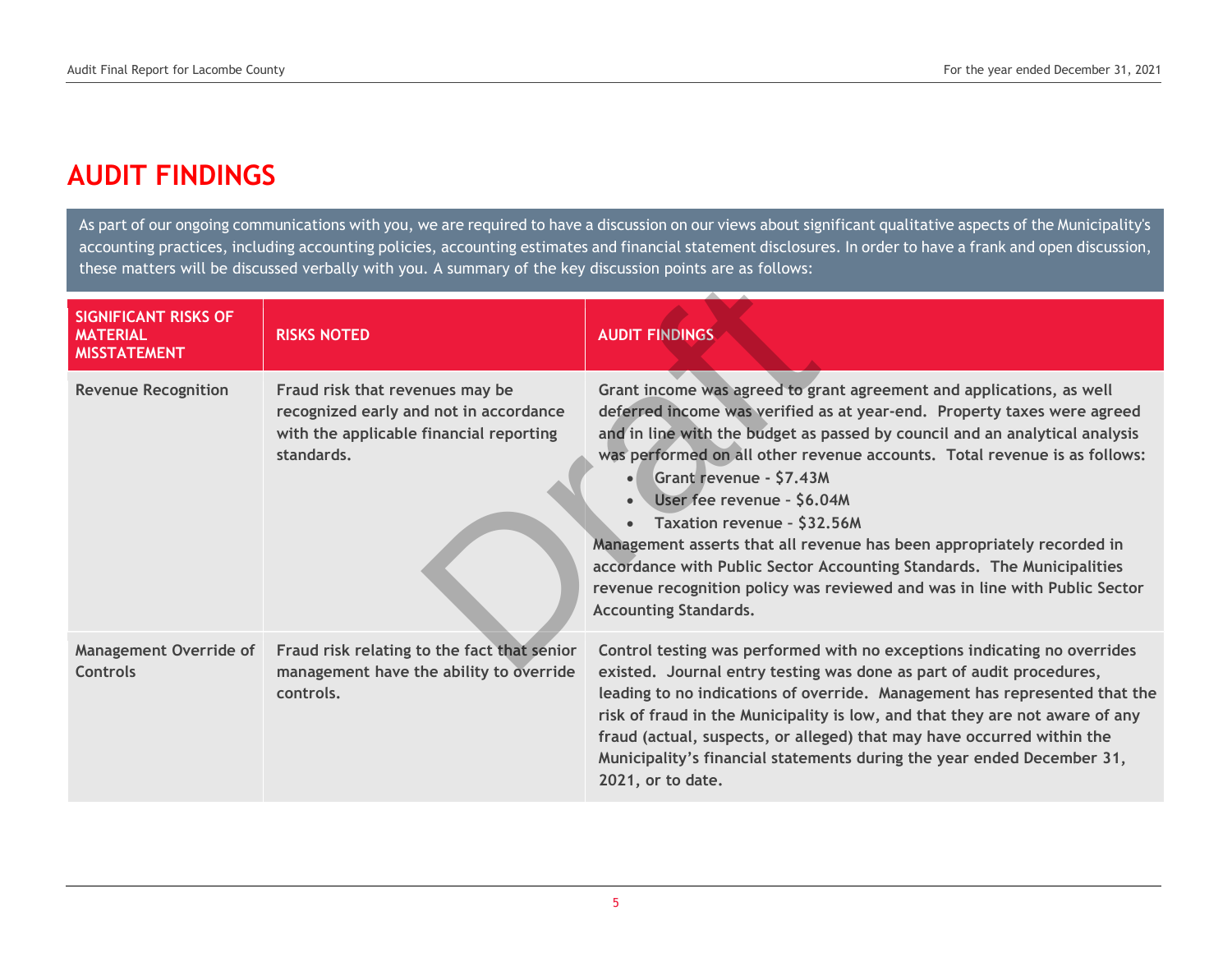# AUDIT FINDINGS

As part of our ongoing communications with you, we are required to have a discussion on our views about significant qualitative aspects of the Municipality's accounting practices, including accounting policies, accounting estimates and financial statement disclosures. In order to have a frank and open discussion, these matters will be discussed verbally with you. A summary of the key discussion points are as follows:

| SIGNIFICANT RISKS OF MATERIAL MISSTATEMENT | RISKS NOTED | AUDIT FINDINGS |
|---|---|---|
| Revenue Recognition | Fraud risk that revenues may be recognized early and not in accordance with the applicable financial reporting standards. | Grant income was agreed to grant agreement and applications, as well deferred income was verified as at year-end. Property taxes were agreed and in line with the budget as passed by council and an analytical analysis was performed on all other revenue accounts. Total revenue is as follows:<br>• Grant revenue - $7.43M<br>• User fee revenue – $6.04M<br>• Taxation revenue – $32.56M<br>Management asserts that all revenue has been appropriately recorded in accordance with Public Sector Accounting Standards. The Municipalities revenue recognition policy was reviewed and was in line with Public Sector Accounting Standards. |
| Management Override of Controls | Fraud risk relating to the fact that senior management have the ability to override controls. | Control testing was performed with no exceptions indicating no overrides existed. Journal entry testing was done as part of audit procedures, leading to no indications of override. Management has represented that the risk of fraud in the Municipality is low, and that they are not aware of any fraud (actual, suspects, or alleged) that may have occurred within the Municipality's financial statements during the year ended December 31, 2021, or to date. |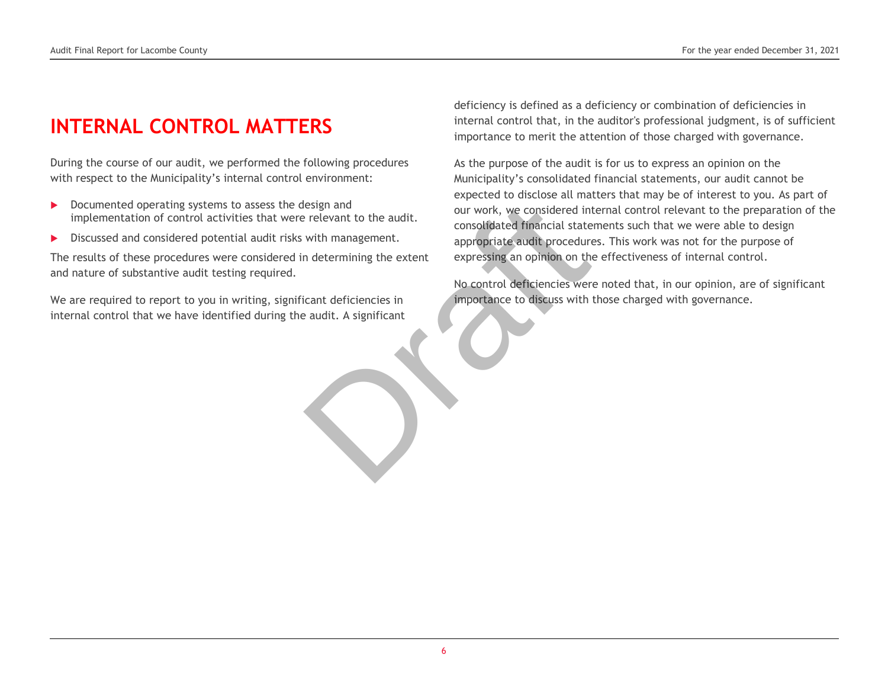# INTERNAL CONTROL MATTERS

During the course of our audit, we performed the following procedures with respect to the Municipality's internal control environment:

- Documented operating systems to assess the design and implementation of control activities that were relevant to the audit.
- Discussed and considered potential audit risks with management.

The results of these procedures were considered in determining the extent and nature of substantive audit testing required.

We are required to report to you in writing, significant deficiencies in internal control that we have identified during the audit. A significant deficiency is defined as a deficiency or combination of deficiencies in internal control that, in the auditor's professional judgment, is of sufficient importance to merit the attention of those charged with governance.

As the purpose of the audit is for us to express an opinion on the Municipality's consolidated financial statements, our audit cannot be expected to disclose all matters that may be of interest to you. As part of our work, we considered internal control relevant to the preparation of the consolidated financial statements such that we were able to design appropriate audit procedures. This work was not for the purpose of expressing an opinion on the effectiveness of internal control.

No control deficiencies were noted that, in our opinion, are of significant importance to discuss with those charged with governance.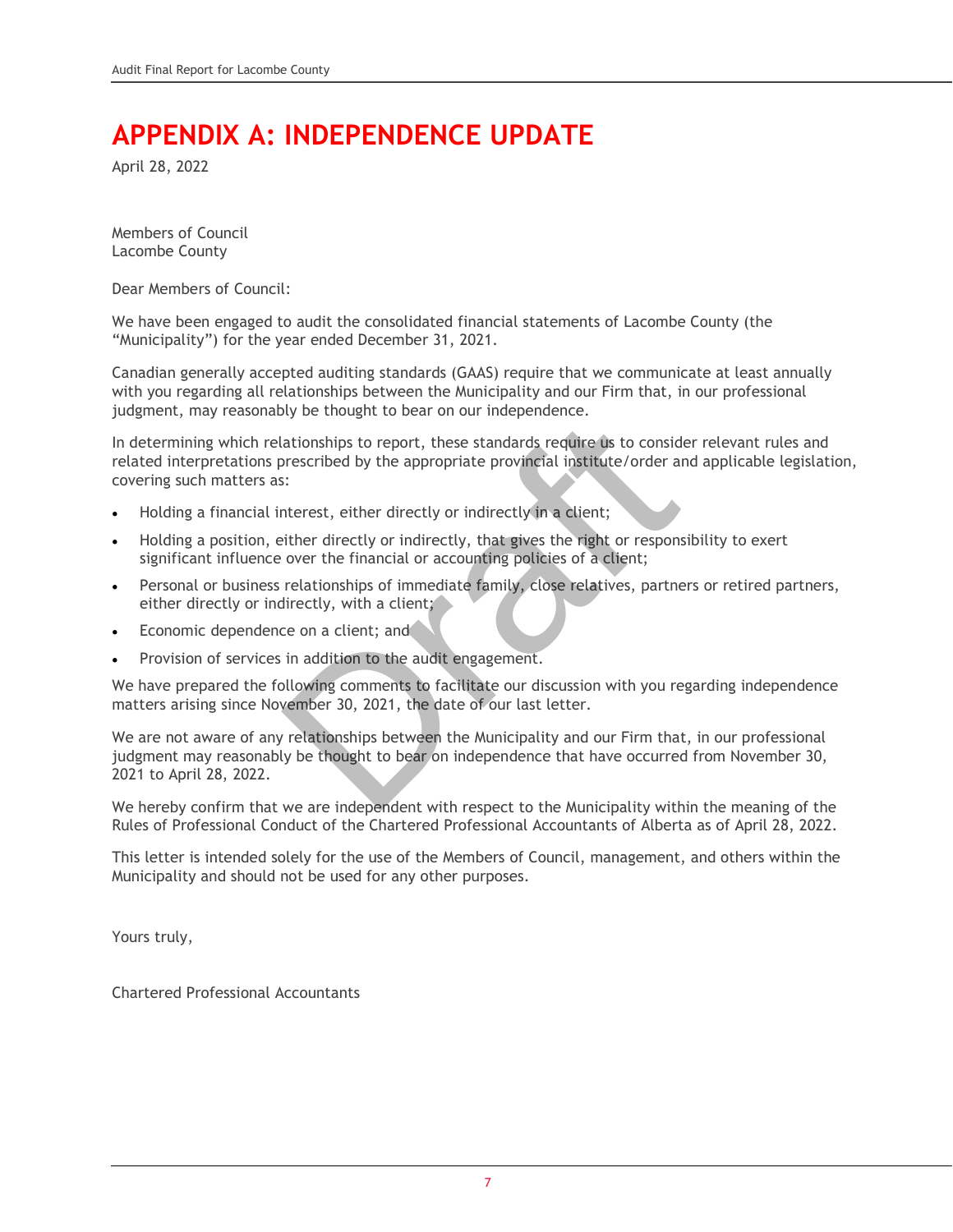# APPENDIX A: INDEPENDENCE UPDATE

April 28, 2022

Members of Council
Lacombe County

Dear Members of Council:

We have been engaged to audit the consolidated financial statements of Lacombe County (the "Municipality") for the year ended December 31, 2021.

Canadian generally accepted auditing standards (GAAS) require that we communicate at least annually with you regarding all relationships between the Municipality and our Firm that, in our professional judgment, may reasonably be thought to bear on our independence.

In determining which relationships to report, these standards require us to consider relevant rules and related interpretations prescribed by the appropriate provincial institute/order and applicable legislation, covering such matters as:

- Holding a financial interest, either directly or indirectly in a client;
- Holding a position, either directly or indirectly, that gives the right or responsibility to exert significant influence over the financial or accounting policies of a client;
- Personal or business relationships of immediate family, close relatives, partners or retired partners, either directly or indirectly, with a client;
- Economic dependence on a client; and
- Provision of services in addition to the audit engagement.

We have prepared the following comments to facilitate our discussion with you regarding independence matters arising since November 30, 2021, the date of our last letter.

We are not aware of any relationships between the Municipality and our Firm that, in our professional judgment may reasonably be thought to bear on independence that have occurred from November 30, 2021 to April 28, 2022.

We hereby confirm that we are independent with respect to the Municipality within the meaning of the Rules of Professional Conduct of the Chartered Professional Accountants of Alberta as of April 28, 2022.

This letter is intended solely for the use of the Members of Council, management, and others within the Municipality and should not be used for any other purposes.

Yours truly,

Chartered Professional Accountants